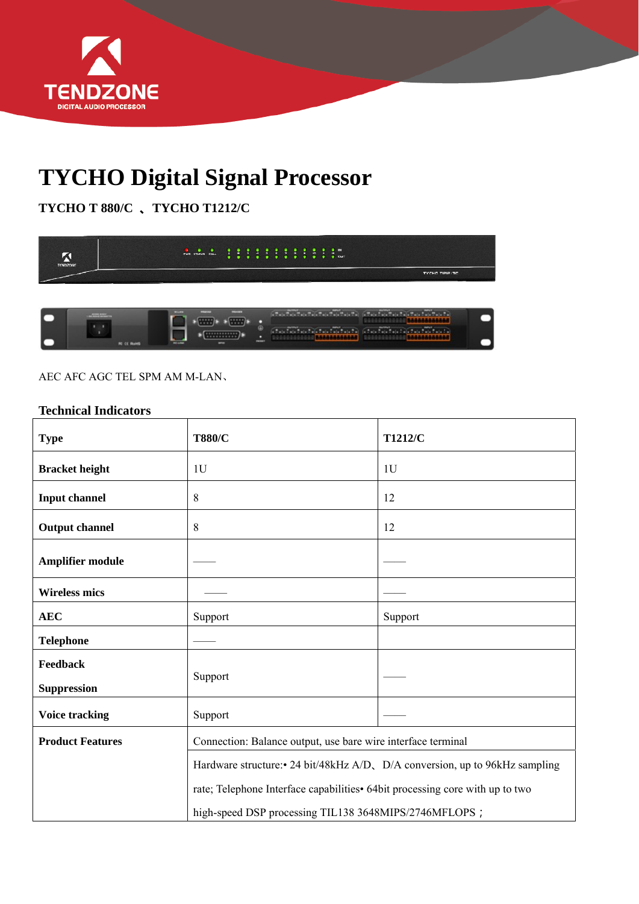# TYCHO Digital Signal Processor

**TYCHO T 880/C 、TYCHO T1212/C**

AEC AFC AGC TEL SPM AM M-LAN、

**Technical Indicators**

| **Type** | **T880/C** | **T1212/C** |
|---|---|---|
| **Bracket height** | 1U | 1U |
| **Input channel** | 8 | 12 |
| **Output channel** | 8 | 12 |
| **Amplifier module** | —— | —— |
| **Wireless mics** | —— | —— |
| **AEC** | Support | Support |
| **Telephone** | —— | |
| **Feedback Suppression** | Support | —— |
| **Voice tracking** | Support | —— |
| **Product Features** | Connection: Balance output, use bare wire interface terminal | |
| | Hardware structure:• 24 bit/48kHz A/D、D/A conversion, up to 96kHz sampling rate; Telephone Interface capabilities• 64bit processing core with up to two high-speed DSP processing TIL138 3648MIPS/2746MFLOPS； | |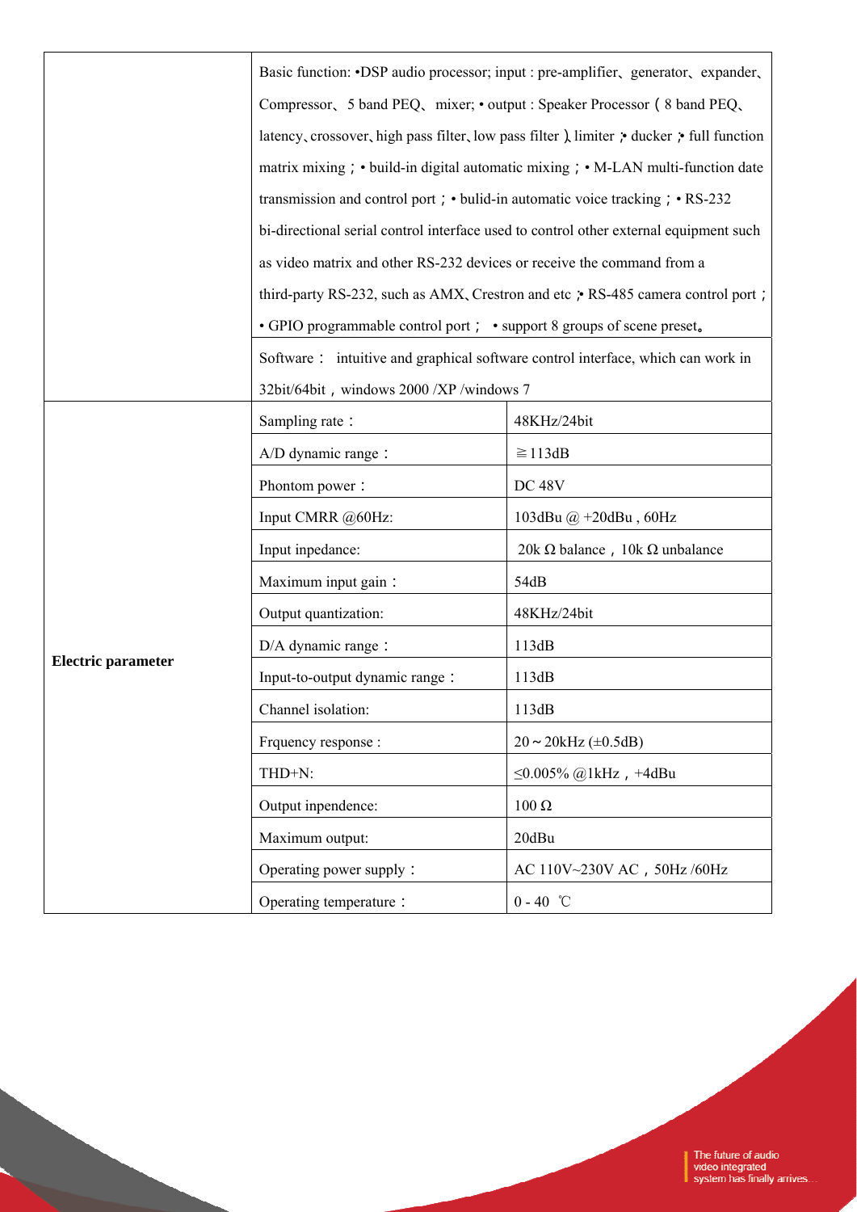| | | |
|---|---|---|
| | Basic function: •DSP audio processor; input : pre-amplifier、generator、expander、Compressor、5 band PEQ、mixer; • output : Speaker Processor（8 band PEQ、latency、crossover、high pass filter、low pass filter）、limiter ；• ducker ；• full function matrix mixing ；• build-in digital automatic mixing ；• M-LAN multi-function date transmission and control port ；• bulid-in automatic voice tracking ；• RS-232 bi-directional serial control interface used to control other external equipment such as video matrix and other RS-232 devices or receive the command from a third-party RS-232, such as AMX、Crestron and etc ；• RS-485 camera control port ；• GPIO programmable control port ； • support 8 groups of scene preset。 | |
| | Software： intuitive and graphical software control interface, which can work in 32bit/64bit，windows 2000 /XP /windows 7 | |
| **Electric parameter** | Sampling rate： | 48KHz/24bit |
| | A/D dynamic range： | ≧113dB |
| | Phontom power： | DC 48V |
| | Input CMRR @60Hz: | 103dBu @ +20dBu , 60Hz |
| | Input inpedance: | 20k Ω balance，10k Ω unbalance |
| | Maximum input gain： | 54dB |
| | Output quantization: | 48KHz/24bit |
| | D/A dynamic range： | 113dB |
| | Input-to-output dynamic range： | 113dB |
| | Channel isolation: | 113dB |
| | Frquency response : | 20～20kHz (±0.5dB) |
| | THD+N: | ≤0.005% @1kHz，+4dBu |
| | Output inpendence: | 100 Ω |
| | Maximum output: | 20dBu |
| | Operating power supply： | AC 110V~230V AC，50Hz /60Hz |
| | Operating temperature： | 0 - 40 ℃ |